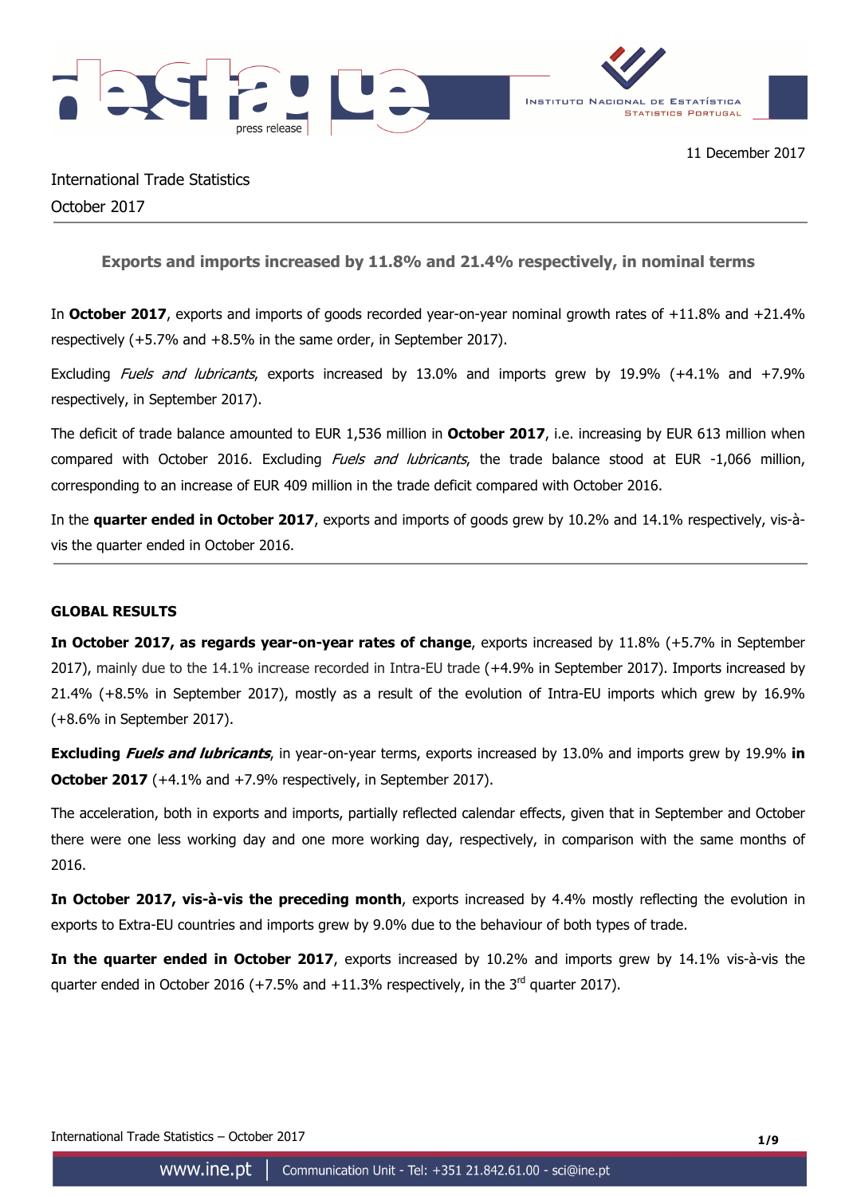11 December 2017

International Trade Statistics
October 2017

## Exports and imports increased by 11.8% and 21.4% respectively, in nominal terms

In **October 2017**, exports and imports of goods recorded year-on-year nominal growth rates of +11.8% and +21.4% respectively (+5.7% and +8.5% in the same order, in September 2017).

Excluding *Fuels and lubricants*, exports increased by 13.0% and imports grew by 19.9% (+4.1% and +7.9% respectively, in September 2017).

The deficit of trade balance amounted to EUR 1,536 million in **October 2017**, i.e. increasing by EUR 613 million when compared with October 2016. Excluding *Fuels and lubricants*, the trade balance stood at EUR -1,066 million, corresponding to an increase of EUR 409 million in the trade deficit compared with October 2016.

In the **quarter ended in October 2017**, exports and imports of goods grew by 10.2% and 14.1% respectively, vis-à-vis the quarter ended in October 2016.

### GLOBAL RESULTS

**In October 2017, as regards year-on-year rates of change**, exports increased by 11.8% (+5.7% in September 2017), mainly due to the 14.1% increase recorded in Intra-EU trade (+4.9% in September 2017). Imports increased by 21.4% (+8.5% in September 2017), mostly as a result of the evolution of Intra-EU imports which grew by 16.9% (+8.6% in September 2017).

**Excluding *Fuels and lubricants***, in year-on-year terms, exports increased by 13.0% and imports grew by 19.9% **in October 2017** (+4.1% and +7.9% respectively, in September 2017).

The acceleration, both in exports and imports, partially reflected calendar effects, given that in September and October there were one less working day and one more working day, respectively, in comparison with the same months of 2016.

**In October 2017, vis-à-vis the preceding month**, exports increased by 4.4% mostly reflecting the evolution in exports to Extra-EU countries and imports grew by 9.0% due to the behaviour of both types of trade.

**In the quarter ended in October 2017**, exports increased by 10.2% and imports grew by 14.1% vis-à-vis the quarter ended in October 2016 (+7.5% and +11.3% respectively, in the 3rd quarter 2017).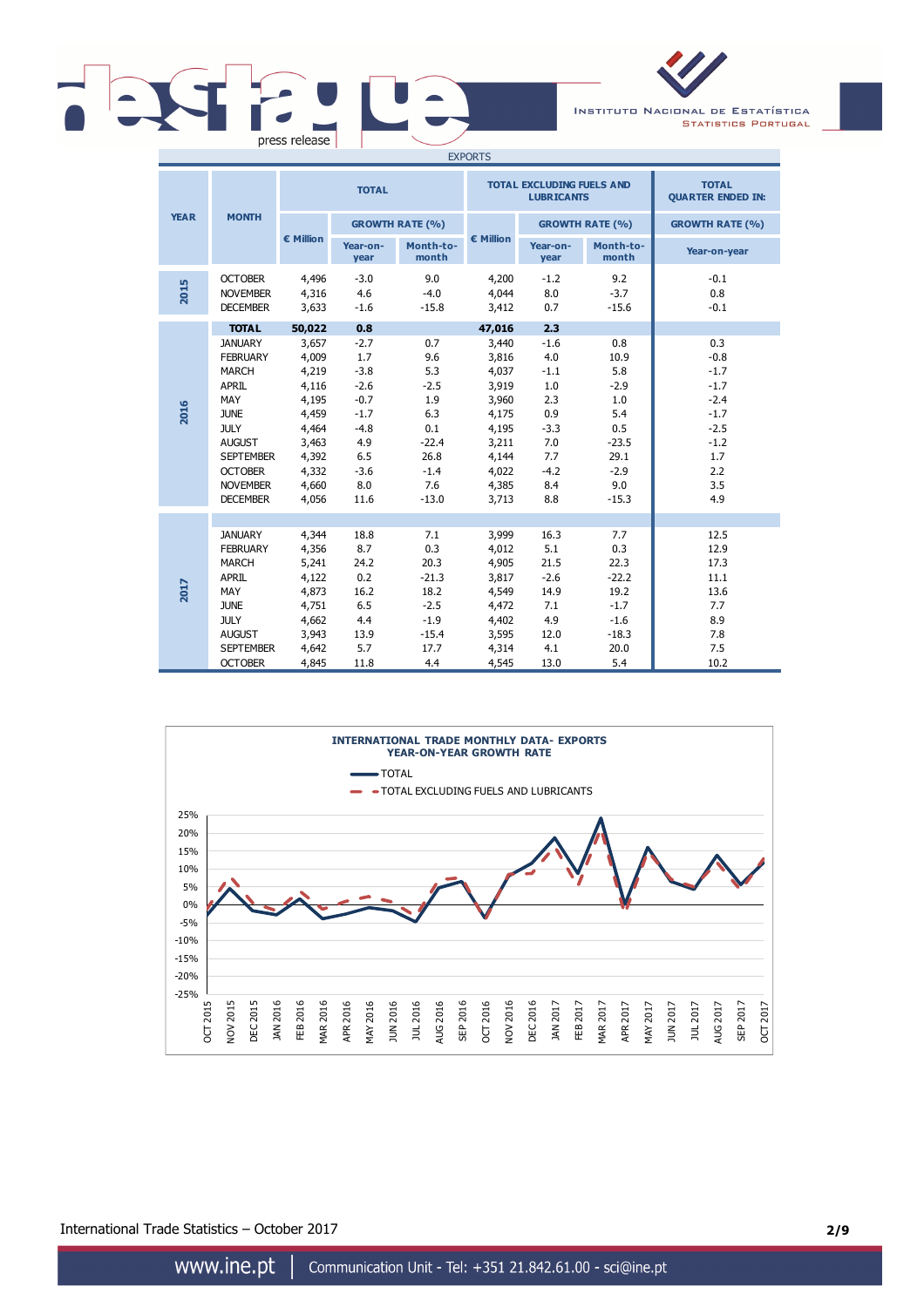EXPORTS

| YEAR | MONTH | TOTAL | | | TOTAL EXCLUDING FUELS AND LUBRICANTS | | | TOTAL QUARTER ENDED IN: |
|---|---|---|---|---|---|---|---|---|
| | | € Million | GROWTH RATE (%) | | € Million | GROWTH RATE (%) | | GROWTH RATE (%) |
| | | | Year-on-year | Month-to-month | | Year-on-year | Month-to-month | Year-on-year |
| 2015 | OCTOBER | 4,496 | -3.0 | 9.0 | 4,200 | -1.2 | 9.2 | -0.1 |
| | NOVEMBER | 4,316 | 4.6 | -4.0 | 4,044 | 8.0 | -3.7 | 0.8 |
| | DECEMBER | 3,633 | -1.6 | -15.8 | 3,412 | 0.7 | -15.6 | -0.1 |
| | **TOTAL** | **50,022** | **0.8** | | **47,016** | **2.3** | | |
| 2016 | JANUARY | 3,657 | -2.7 | 0.7 | 3,440 | -1.6 | 0.8 | 0.3 |
| | FEBRUARY | 4,009 | 1.7 | 9.6 | 3,816 | 4.0 | 10.9 | -0.8 |
| | MARCH | 4,219 | -3.8 | 5.3 | 4,037 | -1.1 | 5.8 | -1.7 |
| | APRIL | 4,116 | -2.6 | -2.5 | 3,919 | 1.0 | -2.9 | -1.7 |
| | MAY | 4,195 | -0.7 | 1.9 | 3,960 | 2.3 | 1.0 | -2.4 |
| | JUNE | 4,459 | -1.7 | 6.3 | 4,175 | 0.9 | 5.4 | -1.7 |
| | JULY | 4,464 | -4.8 | 0.1 | 4,195 | -3.3 | 0.5 | -2.5 |
| | AUGUST | 3,463 | 4.9 | -22.4 | 3,211 | 7.0 | -23.5 | -1.2 |
| | SEPTEMBER | 4,392 | 6.5 | 26.8 | 4,144 | 7.7 | 29.1 | 1.7 |
| | OCTOBER | 4,332 | -3.6 | -1.4 | 4,022 | -4.2 | -2.9 | 2.2 |
| | NOVEMBER | 4,660 | 8.0 | 7.6 | 4,385 | 8.4 | 9.0 | 3.5 |
| | DECEMBER | 4,056 | 11.6 | -13.0 | 3,713 | 8.8 | -15.3 | 4.9 |
| 2017 | JANUARY | 4,344 | 18.8 | 7.1 | 3,999 | 16.3 | 7.7 | 12.5 |
| | FEBRUARY | 4,356 | 8.7 | 0.3 | 4,012 | 5.1 | 0.3 | 12.9 |
| | MARCH | 5,241 | 24.2 | 20.3 | 4,905 | 21.5 | 22.3 | 17.3 |
| | APRIL | 4,122 | 0.2 | -21.3 | 3,817 | -2.6 | -22.2 | 11.1 |
| | MAY | 4,873 | 16.2 | 18.2 | 4,549 | 14.9 | 19.2 | 13.6 |
| | JUNE | 4,751 | 6.5 | -2.5 | 4,472 | 7.1 | -1.7 | 7.7 |
| | JULY | 4,662 | 4.4 | -1.9 | 4,402 | 4.9 | -1.6 | 8.9 |
| | AUGUST | 3,943 | 13.9 | -15.4 | 3,595 | 12.0 | -18.3 | 7.8 |
| | SEPTEMBER | 4,642 | 5.7 | 17.7 | 4,314 | 4.1 | 20.0 | 7.5 |
| | OCTOBER | 4,845 | 11.8 | 4.4 | 4,545 | 13.0 | 5.4 | 10.2 |

**INTERNATIONAL TRADE MONTHLY DATA- EXPORTS YEAR-ON-YEAR GROWTH RATE**

(Line chart: TOTAL; TOTAL EXCLUDING FUELS AND LUBRICANTS; y-axis -25% to 25%; x-axis OCT 2015 to OCT 2017)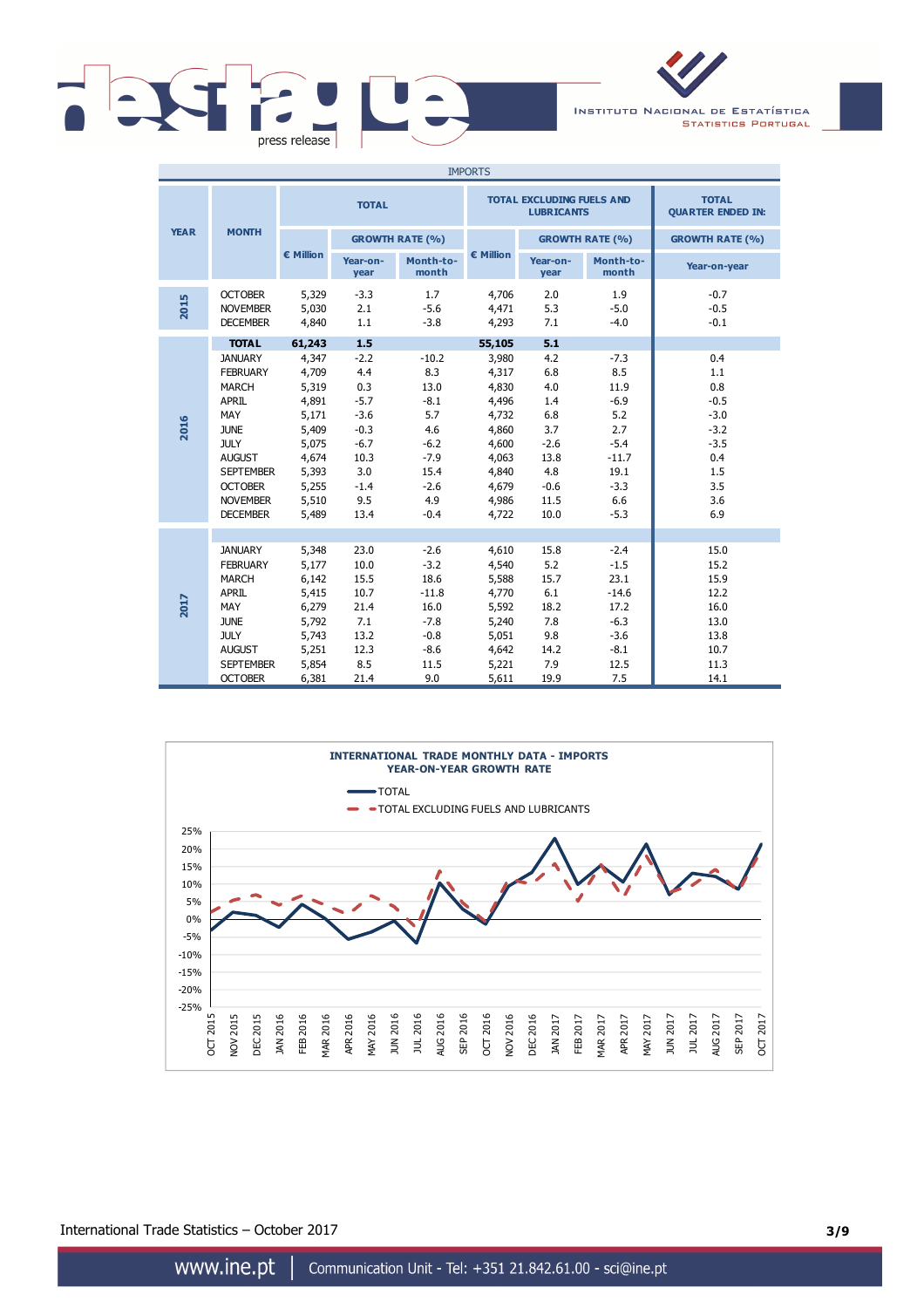| IMPORTS | | | | | | | | |
|---|---|---|---|---|---|---|---|---|
| YEAR | MONTH | TOTAL | | | TOTAL EXCLUDING FUELS AND LUBRICANTS | | | TOTAL QUARTER ENDED IN: |
| | | € Million | GROWTH RATE (%) | | € Million | GROWTH RATE (%) | | GROWTH RATE (%) |
| | | | Year-on-year | Month-to-month | | Year-on-year | Month-to-month | Year-on-year |
| 2015 | OCTOBER | 5,329 | -3.3 | 1.7 | 4,706 | 2.0 | 1.9 | -0.7 |
| | NOVEMBER | 5,030 | 2.1 | -5.6 | 4,471 | 5.3 | -5.0 | -0.5 |
| | DECEMBER | 4,840 | 1.1 | -3.8 | 4,293 | 7.1 | -4.0 | -0.1 |
| 2016 | **TOTAL** | **61,243** | **1.5** | | **55,105** | **5.1** | | |
| | JANUARY | 4,347 | -2.2 | -10.2 | 3,980 | 4.2 | -7.3 | 0.4 |
| | FEBRUARY | 4,709 | 4.4 | 8.3 | 4,317 | 6.8 | 8.5 | 1.1 |
| | MARCH | 5,319 | 0.3 | 13.0 | 4,830 | 4.0 | 11.9 | 0.8 |
| | APRIL | 4,891 | -5.7 | -8.1 | 4,496 | 1.4 | -6.9 | -0.5 |
| | MAY | 5,171 | -3.6 | 5.7 | 4,732 | 6.8 | 5.2 | -3.0 |
| | JUNE | 5,409 | -0.3 | 4.6 | 4,860 | 3.7 | 2.7 | -3.2 |
| | JULY | 5,075 | -6.7 | -6.2 | 4,600 | -2.6 | -5.4 | -3.5 |
| | AUGUST | 4,674 | 10.3 | -7.9 | 4,063 | 13.8 | -11.7 | 0.4 |
| | SEPTEMBER | 5,393 | 3.0 | 15.4 | 4,840 | 4.8 | 19.1 | 1.5 |
| | OCTOBER | 5,255 | -1.4 | -2.6 | 4,679 | -0.6 | -3.3 | 3.5 |
| | NOVEMBER | 5,510 | 9.5 | 4.9 | 4,986 | 11.5 | 6.6 | 3.6 |
| | DECEMBER | 5,489 | 13.4 | -0.4 | 4,722 | 10.0 | -5.3 | 6.9 |
| 2017 | JANUARY | 5,348 | 23.0 | -2.6 | 4,610 | 15.8 | -2.4 | 15.0 |
| | FEBRUARY | 5,177 | 10.0 | -3.2 | 4,540 | 5.2 | -1.5 | 15.2 |
| | MARCH | 6,142 | 15.5 | 18.6 | 5,588 | 15.7 | 23.1 | 15.9 |
| | APRIL | 5,415 | 10.7 | -11.8 | 4,770 | 6.1 | -14.6 | 12.2 |
| | MAY | 6,279 | 21.4 | 16.0 | 5,592 | 18.2 | 17.2 | 16.0 |
| | JUNE | 5,792 | 7.1 | -7.8 | 5,240 | 7.8 | -6.3 | 13.0 |
| | JULY | 5,743 | 13.2 | -0.8 | 5,051 | 9.8 | -3.6 | 13.8 |
| | AUGUST | 5,251 | 12.3 | -8.6 | 4,642 | 14.2 | -8.1 | 10.7 |
| | SEPTEMBER | 5,854 | 8.5 | 11.5 | 5,221 | 7.9 | 12.5 | 11.3 |
| | OCTOBER | 6,381 | 21.4 | 9.0 | 5,611 | 19.9 | 7.5 | 14.1 |

**INTERNATIONAL TRADE MONTHLY DATA - IMPORTS**
**YEAR-ON-YEAR GROWTH RATE**

International Trade Statistics – October 2017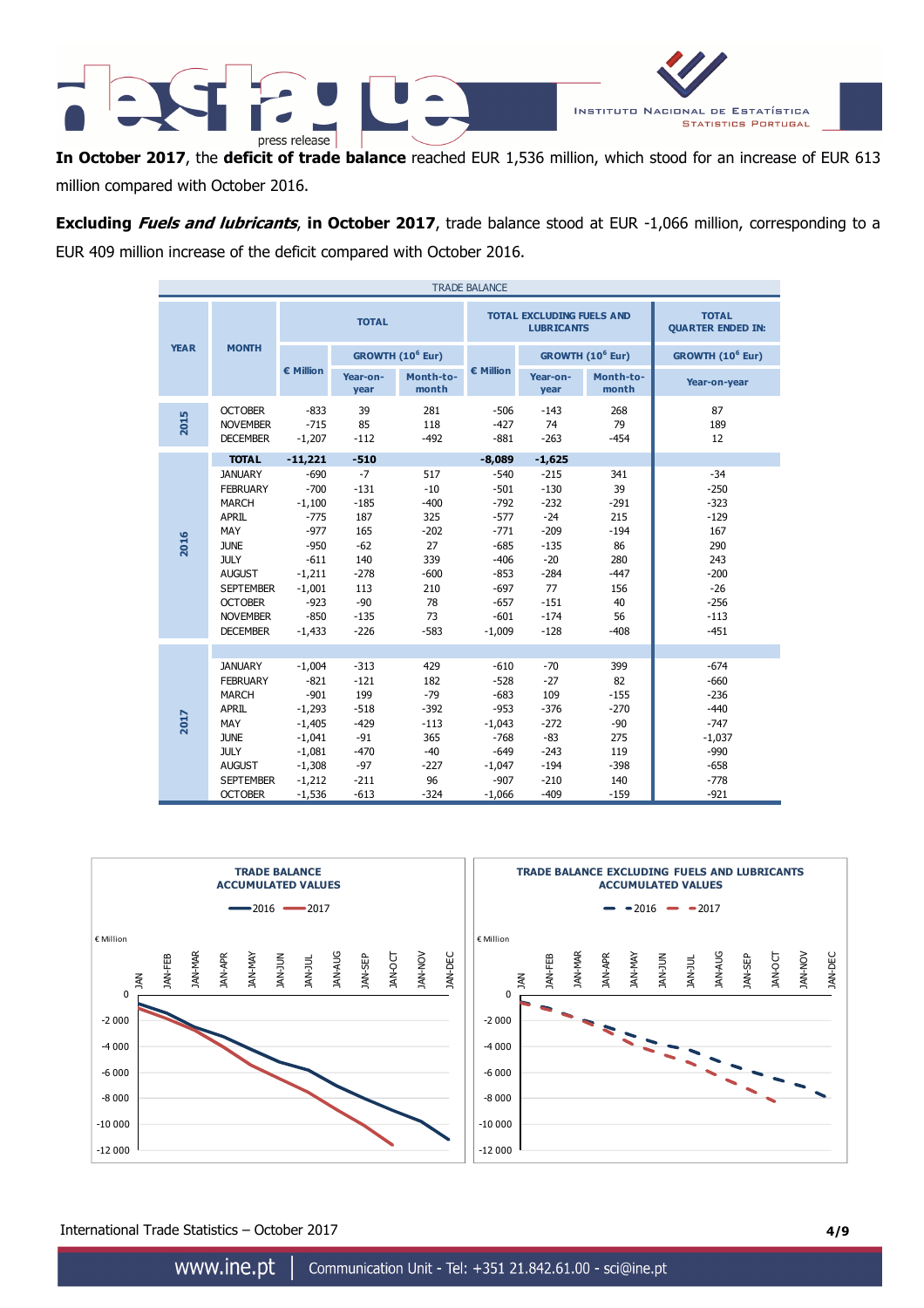**In October 2017**, the **deficit of trade balance** reached EUR 1,536 million, which stood for an increase of EUR 613 million compared with October 2016.

**Excluding *Fuels and lubricants*, in October 2017**, trade balance stood at EUR -1,066 million, corresponding to a EUR 409 million increase of the deficit compared with October 2016.

TRADE BALANCE

| YEAR | MONTH | TOTAL | | | TOTAL EXCLUDING FUELS AND LUBRICANTS | | | TOTAL QUARTER ENDED IN: |
|---|---|---|---|---|---|---|---|---|
| | | € Million | GROWTH ($10^6$ Eur) | | € Million | GROWTH ($10^6$ Eur) | | GROWTH ($10^6$ Eur) |
| | | | Year-on-year | Month-to-month | | Year-on-year | Month-to-month | Year-on-year |
| 2015 | OCTOBER | -833 | 39 | 281 | -506 | -143 | 268 | 87 |
| | NOVEMBER | -715 | 85 | 118 | -427 | 74 | 79 | 189 |
| | DECEMBER | -1,207 | -112 | -492 | -881 | -263 | -454 | 12 |
| 2016 | **TOTAL** | **-11,221** | **-510** | | **-8,089** | **-1,625** | | |
| | JANUARY | -690 | -7 | 517 | -540 | -215 | 341 | -34 |
| | FEBRUARY | -700 | -131 | -10 | -501 | -130 | 39 | -250 |
| | MARCH | -1,100 | -185 | -400 | -792 | -232 | -291 | -323 |
| | APRIL | -775 | 187 | 325 | -577 | -24 | 215 | -129 |
| | MAY | -977 | 165 | -202 | -771 | -209 | -194 | 167 |
| | JUNE | -950 | -62 | 27 | -685 | -135 | 86 | 290 |
| | JULY | -611 | 140 | 339 | -406 | -20 | 280 | 243 |
| | AUGUST | -1,211 | -278 | -600 | -853 | -284 | -447 | -200 |
| | SEPTEMBER | -1,001 | 113 | 210 | -697 | 77 | 156 | -26 |
| | OCTOBER | -923 | -90 | 78 | -657 | -151 | 40 | -256 |
| | NOVEMBER | -850 | -135 | 73 | -601 | -174 | 56 | -113 |
| | DECEMBER | -1,433 | -226 | -583 | -1,009 | -128 | -408 | -451 |
| 2017 | JANUARY | -1,004 | -313 | 429 | -610 | -70 | 399 | -674 |
| | FEBRUARY | -821 | -121 | 182 | -528 | -27 | 82 | -660 |
| | MARCH | -901 | 199 | -79 | -683 | 109 | -155 | -236 |
| | APRIL | -1,293 | -518 | -392 | -953 | -376 | -270 | -440 |
| | MAY | -1,405 | -429 | -113 | -1,043 | -272 | -90 | -747 |
| | JUNE | -1,041 | -91 | 365 | -768 | -83 | 275 | -1,037 |
| | JULY | -1,081 | -470 | -40 | -649 | -243 | 119 | -990 |
| | AUGUST | -1,308 | -97 | -227 | -1,047 | -194 | -398 | -658 |
| | SEPTEMBER | -1,212 | -211 | 96 | -907 | -210 | 140 | -778 |
| | OCTOBER | -1,536 | -613 | -324 | -1,066 | -409 | -159 | -921 |

**TRADE BALANCE ACCUMULATED VALUES**

**TRADE BALANCE EXCLUDING FUELS AND LUBRICANTS ACCUMULATED VALUES**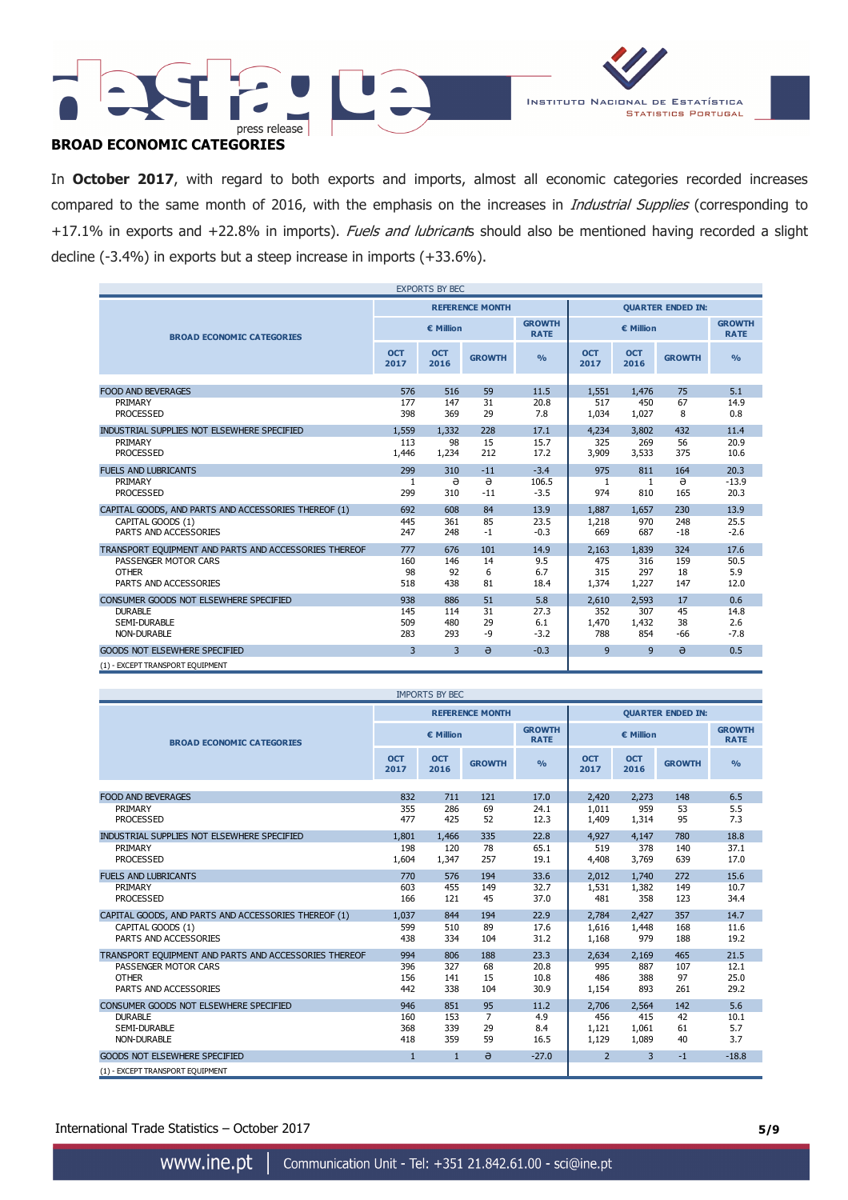## BROAD ECONOMIC CATEGORIES

In **October 2017**, with regard to both exports and imports, almost all economic categories recorded increases compared to the same month of 2016, with the emphasis on the increases in *Industrial Supplies* (corresponding to +17.1% in exports and +22.8% in imports). *Fuels and lubricants* should also be mentioned having recorded a slight decline (-3.4%) in exports but a steep increase in imports (+33.6%).

EXPORTS BY BEC

| BROAD ECONOMIC CATEGORIES | REFERENCE MONTH | | | | QUARTER ENDED IN: | | | |
|---|---|---|---|---|---|---|---|---|
| | € Million | | | GROWTH RATE | € Million | | | GROWTH RATE |
| | OCT 2017 | OCT 2016 | GROWTH | % | OCT 2017 | OCT 2016 | GROWTH | % |
| FOOD AND BEVERAGES | 576 | 516 | 59 | 11.5 | 1,551 | 1,476 | 75 | 5.1 |
| PRIMARY | 177 | 147 | 31 | 20.8 | 517 | 450 | 67 | 14.9 |
| PROCESSED | 398 | 369 | 29 | 7.8 | 1,034 | 1,027 | 8 | 0.8 |
| INDUSTRIAL SUPPLIES NOT ELSEWHERE SPECIFIED | 1,559 | 1,332 | 228 | 17.1 | 4,234 | 3,802 | 432 | 11.4 |
| PRIMARY | 113 | 98 | 15 | 15.7 | 325 | 269 | 56 | 20.9 |
| PROCESSED | 1,446 | 1,234 | 212 | 17.2 | 3,909 | 3,533 | 375 | 10.6 |
| FUELS AND LUBRICANTS | 299 | 310 | -11 | -3.4 | 975 | 811 | 164 | 20.3 |
| PRIMARY | 1 | ə | ə | 106.5 | 1 | 1 | ə | -13.9 |
| PROCESSED | 299 | 310 | -11 | -3.5 | 974 | 810 | 165 | 20.3 |
| CAPITAL GOODS, AND PARTS AND ACCESSORIES THEREOF (1) | 692 | 608 | 84 | 13.9 | 1,887 | 1,657 | 230 | 13.9 |
| CAPITAL GOODS (1) | 445 | 361 | 85 | 23.5 | 1,218 | 970 | 248 | 25.5 |
| PARTS AND ACCESSORIES | 247 | 248 | -1 | -0.3 | 669 | 687 | -18 | -2.6 |
| TRANSPORT EQUIPMENT AND PARTS AND ACCESSORIES THEREOF | 777 | 676 | 101 | 14.9 | 2,163 | 1,839 | 324 | 17.6 |
| PASSENGER MOTOR CARS | 160 | 146 | 14 | 9.5 | 475 | 316 | 159 | 50.5 |
| OTHER | 98 | 92 | 6 | 6.7 | 315 | 297 | 18 | 5.9 |
| PARTS AND ACCESSORIES | 518 | 438 | 81 | 18.4 | 1,374 | 1,227 | 147 | 12.0 |
| CONSUMER GOODS NOT ELSEWHERE SPECIFIED | 938 | 886 | 51 | 5.8 | 2,610 | 2,593 | 17 | 0.6 |
| DURABLE | 145 | 114 | 31 | 27.3 | 352 | 307 | 45 | 14.8 |
| SEMI-DURABLE | 509 | 480 | 29 | 6.1 | 1,470 | 1,432 | 38 | 2.6 |
| NON-DURABLE | 283 | 293 | -9 | -3.2 | 788 | 854 | -66 | -7.8 |
| GOODS NOT ELSEWHERE SPECIFIED | 3 | 3 | ə | -0.3 | 9 | 9 | ə | 0.5 |

(1) - EXCEPT TRANSPORT EQUIPMENT

IMPORTS BY BEC

| BROAD ECONOMIC CATEGORIES | REFERENCE MONTH | | | | QUARTER ENDED IN: | | | |
|---|---|---|---|---|---|---|---|---|
| | € Million | | | GROWTH RATE | € Million | | | GROWTH RATE |
| | OCT 2017 | OCT 2016 | GROWTH | % | OCT 2017 | OCT 2016 | GROWTH | % |
| FOOD AND BEVERAGES | 832 | 711 | 121 | 17.0 | 2,420 | 2,273 | 148 | 6.5 |
| PRIMARY | 355 | 286 | 69 | 24.1 | 1,011 | 959 | 53 | 5.5 |
| PROCESSED | 477 | 425 | 52 | 12.3 | 1,409 | 1,314 | 95 | 7.3 |
| INDUSTRIAL SUPPLIES NOT ELSEWHERE SPECIFIED | 1,801 | 1,466 | 335 | 22.8 | 4,927 | 4,147 | 780 | 18.8 |
| PRIMARY | 198 | 120 | 78 | 65.1 | 519 | 378 | 140 | 37.1 |
| PROCESSED | 1,604 | 1,347 | 257 | 19.1 | 4,408 | 3,769 | 639 | 17.0 |
| FUELS AND LUBRICANTS | 770 | 576 | 194 | 33.6 | 2,012 | 1,740 | 272 | 15.6 |
| PRIMARY | 603 | 455 | 149 | 32.7 | 1,531 | 1,382 | 149 | 10.7 |
| PROCESSED | 166 | 121 | 45 | 37.0 | 481 | 358 | 123 | 34.4 |
| CAPITAL GOODS, AND PARTS AND ACCESSORIES THEREOF (1) | 1,037 | 844 | 194 | 22.9 | 2,784 | 2,427 | 357 | 14.7 |
| CAPITAL GOODS (1) | 599 | 510 | 89 | 17.6 | 1,616 | 1,448 | 168 | 11.6 |
| PARTS AND ACCESSORIES | 438 | 334 | 104 | 31.2 | 1,168 | 979 | 188 | 19.2 |
| TRANSPORT EQUIPMENT AND PARTS AND ACCESSORIES THEREOF | 994 | 806 | 188 | 23.3 | 2,634 | 2,169 | 465 | 21.5 |
| PASSENGER MOTOR CARS | 396 | 327 | 68 | 20.8 | 995 | 887 | 107 | 12.1 |
| OTHER | 156 | 141 | 15 | 10.8 | 486 | 388 | 97 | 25.0 |
| PARTS AND ACCESSORIES | 442 | 338 | 104 | 30.9 | 1,154 | 893 | 261 | 29.2 |
| CONSUMER GOODS NOT ELSEWHERE SPECIFIED | 946 | 851 | 95 | 11.2 | 2,706 | 2,564 | 142 | 5.6 |
| DURABLE | 160 | 153 | 7 | 4.9 | 456 | 415 | 42 | 10.1 |
| SEMI-DURABLE | 368 | 339 | 29 | 8.4 | 1,121 | 1,061 | 61 | 5.7 |
| NON-DURABLE | 418 | 359 | 59 | 16.5 | 1,129 | 1,089 | 40 | 3.7 |
| GOODS NOT ELSEWHERE SPECIFIED | 1 | 1 | ə | -27.0 | 2 | 3 | -1 | -18.8 |

(1) - EXCEPT TRANSPORT EQUIPMENT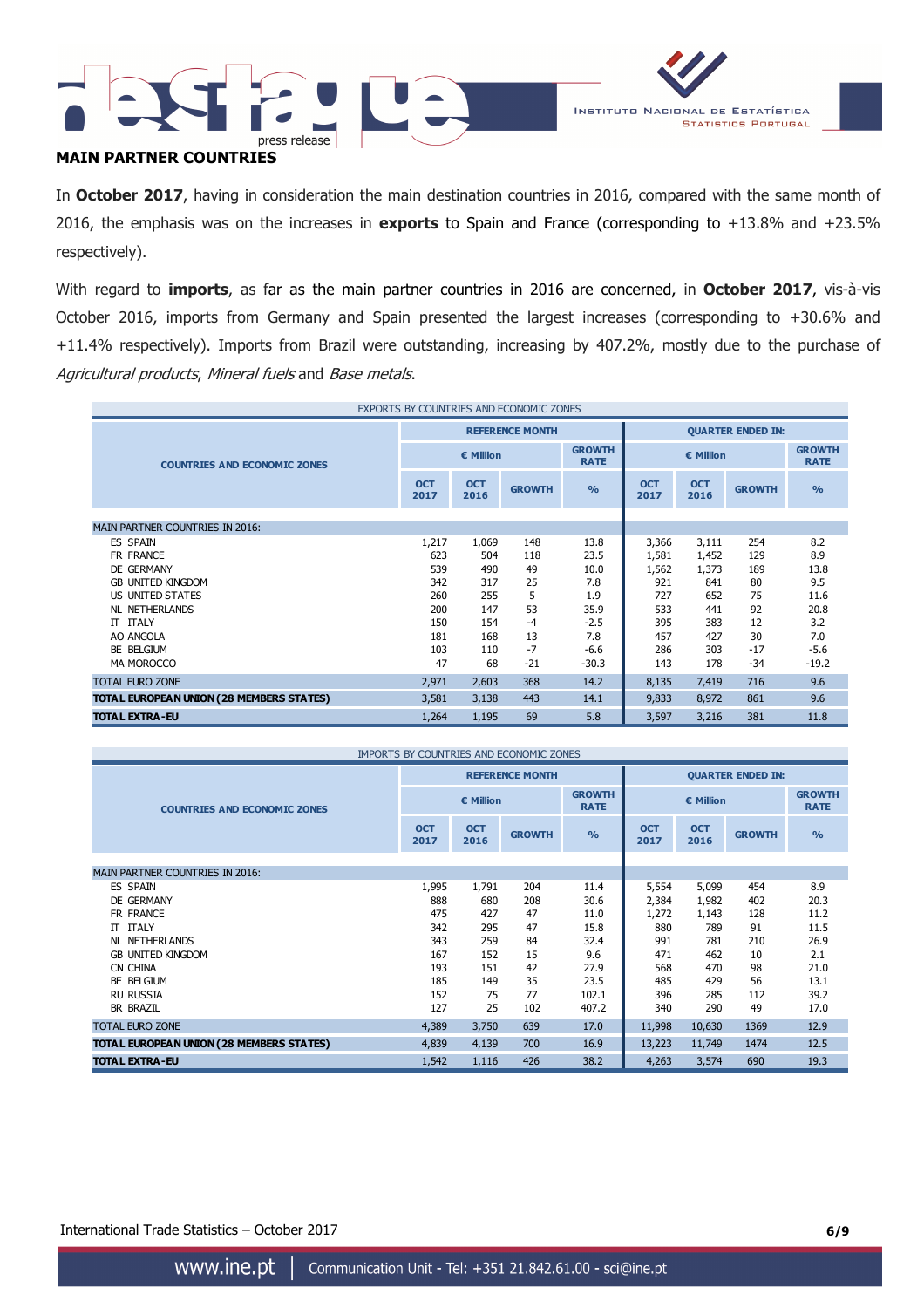## MAIN PARTNER COUNTRIES

In **October 2017**, having in consideration the main destination countries in 2016, compared with the same month of 2016, the emphasis was on the increases in **exports** to Spain and France (corresponding to +13.8% and +23.5% respectively).

With regard to **imports**, as far as the main partner countries in 2016 are concerned, in **October 2017**, vis-à-vis October 2016, imports from Germany and Spain presented the largest increases (corresponding to +30.6% and +11.4% respectively). Imports from Brazil were outstanding, increasing by 407.2%, mostly due to the purchase of *Agricultural products*, *Mineral fuels* and *Base metals*.

EXPORTS BY COUNTRIES AND ECONOMIC ZONES

| COUNTRIES AND ECONOMIC ZONES | REFERENCE MONTH | | | | QUARTER ENDED IN: | | | |
|---|---|---|---|---|---|---|---|---|
| | € Million | | | GROWTH RATE | € Million | | | GROWTH RATE |
| | OCT 2017 | OCT 2016 | GROWTH | % | OCT 2017 | OCT 2016 | GROWTH | % |
| MAIN PARTNER COUNTRIES IN 2016: | | | | | | | | |
| ES SPAIN | 1,217 | 1,069 | 148 | 13.8 | 3,366 | 3,111 | 254 | 8.2 |
| FR FRANCE | 623 | 504 | 118 | 23.5 | 1,581 | 1,452 | 129 | 8.9 |
| DE GERMANY | 539 | 490 | 49 | 10.0 | 1,562 | 1,373 | 189 | 13.8 |
| GB UNITED KINGDOM | 342 | 317 | 25 | 7.8 | 921 | 841 | 80 | 9.5 |
| US UNITED STATES | 260 | 255 | 5 | 1.9 | 727 | 652 | 75 | 11.6 |
| NL NETHERLANDS | 200 | 147 | 53 | 35.9 | 533 | 441 | 92 | 20.8 |
| IT ITALY | 150 | 154 | -4 | -2.5 | 395 | 383 | 12 | 3.2 |
| AO ANGOLA | 181 | 168 | 13 | 7.8 | 457 | 427 | 30 | 7.0 |
| BE BELGIUM | 103 | 110 | -7 | -6.6 | 286 | 303 | -17 | -5.6 |
| MA MOROCCO | 47 | 68 | -21 | -30.3 | 143 | 178 | -34 | -19.2 |
| TOTAL EURO ZONE | 2,971 | 2,603 | 368 | 14.2 | 8,135 | 7,419 | 716 | 9.6 |
| **TOTAL EUROPEAN UNION (28 MEMBERS STATES)** | 3,581 | 3,138 | 443 | 14.1 | 9,833 | 8,972 | 861 | 9.6 |
| **TOTAL EXTRA-EU** | 1,264 | 1,195 | 69 | 5.8 | 3,597 | 3,216 | 381 | 11.8 |

IMPORTS BY COUNTRIES AND ECONOMIC ZONES

| COUNTRIES AND ECONOMIC ZONES | REFERENCE MONTH | | | | QUARTER ENDED IN: | | | |
|---|---|---|---|---|---|---|---|---|
| | € Million | | | GROWTH RATE | € Million | | | GROWTH RATE |
| | OCT 2017 | OCT 2016 | GROWTH | % | OCT 2017 | OCT 2016 | GROWTH | % |
| MAIN PARTNER COUNTRIES IN 2016: | | | | | | | | |
| ES SPAIN | 1,995 | 1,791 | 204 | 11.4 | 5,554 | 5,099 | 454 | 8.9 |
| DE GERMANY | 888 | 680 | 208 | 30.6 | 2,384 | 1,982 | 402 | 20.3 |
| FR FRANCE | 475 | 427 | 47 | 11.0 | 1,272 | 1,143 | 128 | 11.2 |
| IT ITALY | 342 | 295 | 47 | 15.8 | 880 | 789 | 91 | 11.5 |
| NL NETHERLANDS | 343 | 259 | 84 | 32.4 | 991 | 781 | 210 | 26.9 |
| GB UNITED KINGDOM | 167 | 152 | 15 | 9.6 | 471 | 462 | 10 | 2.1 |
| CN CHINA | 193 | 151 | 42 | 27.9 | 568 | 470 | 98 | 21.0 |
| BE BELGIUM | 185 | 149 | 35 | 23.5 | 485 | 429 | 56 | 13.1 |
| RU RUSSIA | 152 | 75 | 77 | 102.1 | 396 | 285 | 112 | 39.2 |
| BR BRAZIL | 127 | 25 | 102 | 407.2 | 340 | 290 | 49 | 17.0 |
| TOTAL EURO ZONE | 4,389 | 3,750 | 639 | 17.0 | 11,998 | 10,630 | 1369 | 12.9 |
| **TOTAL EUROPEAN UNION (28 MEMBERS STATES)** | 4,839 | 4,139 | 700 | 16.9 | 13,223 | 11,749 | 1474 | 12.5 |
| **TOTAL EXTRA-EU** | 1,542 | 1,116 | 426 | 38.2 | 4,263 | 3,574 | 690 | 19.3 |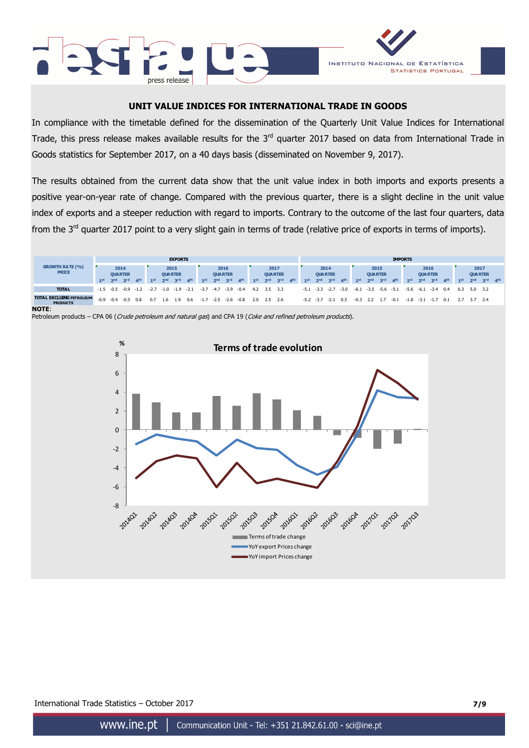## UNIT VALUE INDICES FOR INTERNATIONAL TRADE IN GOODS

In compliance with the timetable defined for the dissemination of the Quarterly Unit Value Indices for International Trade, this press release makes available results for the 3rd quarter 2017 based on data from International Trade in Goods statistics for September 2017, on a 40 days basis (disseminated on November 9, 2017).

The results obtained from the current data show that the unit value index in both imports and exports presents a positive year-on-year rate of change. Compared with the previous quarter, there is a slight decline in the unit value index of exports and a steeper reduction with regard to imports. Contrary to the outcome of the last four quarters, data from the 3rd quarter 2017 point to a very slight gain in terms of trade (relative price of exports in terms of imports).

| GROWTH RATE (%) PRICE | EXPORTS | | | | | | | | | | | | | | | | IMPORTS | | | | | | | | | | | | | | | |
|---|---|---|---|---|---|---|---|---|---|---|---|---|---|---|---|---|---|---|---|---|---|---|---|---|---|---|---|---|---|---|---|---|
| | 2014 QUARTER | | | | 2015 QUARTER | | | | 2016 QUARTER | | | | 2017 QUARTER | | | | 2014 QUARTER | | | | 2015 QUARTER | | | | 2016 QUARTER | | | | 2017 QUARTER | | | |
| | 1st | 2nd | 3rd | 4th | 1st | 2nd | 3rd | 4th | 1st | 2nd | 3rd | 4th | 1st | 2nd | 3rd | 4th | 1st | 2nd | 3rd | 4th | 1st | 2nd | 3rd | 4th | 1st | 2nd | 3rd | 4th | 1st | 2nd | 3rd | 4th |
| TOTAL | -1.5 | -0.5 | -0.9 | -1.2 | -2.7 | -1.0 | -1.9 | -2.1 | -3.7 | -4.7 | -3.9 | -0.4 | 4.2 | 3.5 | 3.3 | | -5.1 | -3.3 | -2.7 | -3.0 | -6.1 | -3.5 | -5.6 | -5.1 | -5.6 | -6.1 | -3.4 | 0.4 | 6.3 | 5.0 | 3.2 | |
| TOTAL EXCLUDING PETROLEUM PRODUCTS | -0.9 | -0.4 | -0.5 | 0.8 | 0.7 | 1.6 | 1.9 | 0.6 | -1.7 | -2.5 | -2.6 | -0.8 | 2.0 | 2.5 | 2.6 | | -5.2 | -3.7 | -2.1 | 0.3 | -0.3 | 2.2 | 1.7 | -0.1 | -1.8 | -3.1 | -1.7 | 0.1 | 2.7 | 3.7 | 2.4 | |

**NOTE**:
Petroleum products – CPA 06 (*Crude petroleum and natural gas*) and CPA 19 (*Coke and refined petroleum products*).

**Terms of trade evolution**

| Quarter | Terms of trade change | YoY export Prices change | YoY import Prices change |
|---|---|---|---|
| 2014Q1 | 3.8 | -1.5 | -5.1 |
| 2014Q2 | 2.9 | -0.5 | -3.3 |
| 2014Q3 | 1.8 | -0.9 | -2.7 |
| 2014Q4 | 1.8 | -1.2 | -3.0 |
| 2015Q1 | 3.6 | -2.7 | -6.1 |
| 2015Q2 | 2.5 | -1.0 | -3.5 |
| 2015Q3 | 3.9 | -1.9 | -5.6 |
| 2015Q4 | 3.2 | -2.1 | -5.1 |
| 2016Q1 | 2.0 | -3.7 | -5.6 |
| 2016Q2 | 1.5 | -4.7 | -6.1 |
| 2016Q3 | -0.5 | -3.9 | -3.4 |
| 2016Q4 | -0.8 | -0.4 | 0.4 |
| 2017Q1 | -2.0 | 4.2 | 6.3 |
| 2017Q2 | -1.4 | 3.5 | 5.0 |
| 2017Q3 | 0.1 | 3.3 | 3.2 |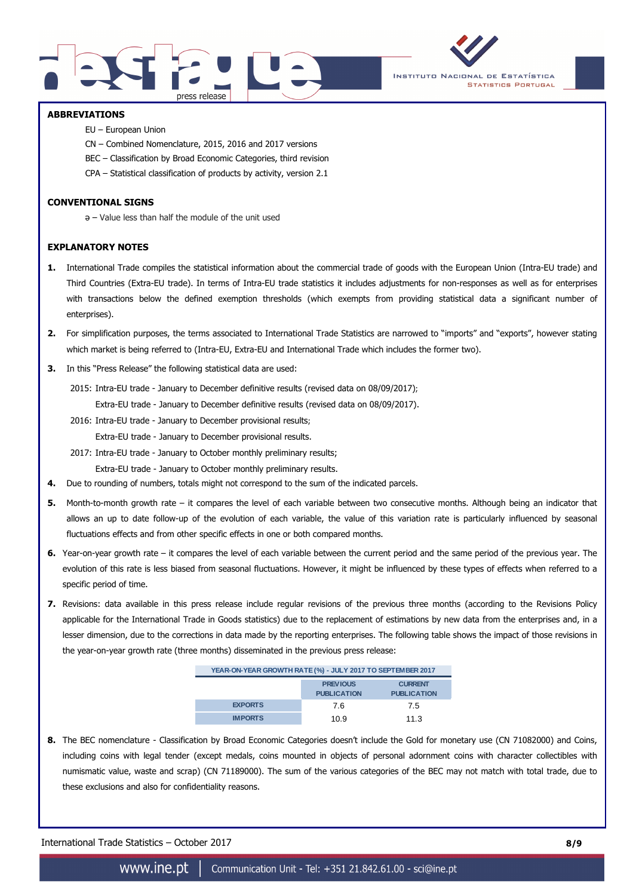## ABBREVIATIONS

EU – European Union

CN – Combined Nomenclature, 2015, 2016 and 2017 versions

BEC – Classification by Broad Economic Categories, third revision

CPA – Statistical classification of products by activity, version 2.1

## CONVENTIONAL SIGNS

ə – Value less than half the module of the unit used

## EXPLANATORY NOTES

**1.** International Trade compiles the statistical information about the commercial trade of goods with the European Union (Intra-EU trade) and Third Countries (Extra-EU trade). In terms of Intra-EU trade statistics it includes adjustments for non-responses as well as for enterprises with transactions below the defined exemption thresholds (which exempts from providing statistical data a significant number of enterprises).

**2.** For simplification purposes, the terms associated to International Trade Statistics are narrowed to "imports" and "exports", however stating which market is being referred to (Intra-EU, Extra-EU and International Trade which includes the former two).

**3.** In this "Press Release" the following statistical data are used:

2015: Intra-EU trade - January to December definitive results (revised data on 08/09/2017);
Extra-EU trade - January to December definitive results (revised data on 08/09/2017).

2016: Intra-EU trade - January to December provisional results;
Extra-EU trade - January to December provisional results.

2017: Intra-EU trade - January to October monthly preliminary results;
Extra-EU trade - January to October monthly preliminary results.

**4.** Due to rounding of numbers, totals might not correspond to the sum of the indicated parcels.

**5.** Month-to-month growth rate – it compares the level of each variable between two consecutive months. Although being an indicator that allows an up to date follow-up of the evolution of each variable, the value of this variation rate is particularly influenced by seasonal fluctuations effects and from other specific effects in one or both compared months.

**6.** Year-on-year growth rate – it compares the level of each variable between the current period and the same period of the previous year. The evolution of this rate is less biased from seasonal fluctuations. However, it might be influenced by these types of effects when referred to a specific period of time.

**7.** Revisions: data available in this press release include regular revisions of the previous three months (according to the Revisions Policy applicable for the International Trade in Goods statistics) due to the replacement of estimations by new data from the enterprises and, in a lesser dimension, due to the corrections in data made by the reporting enterprises. The following table shows the impact of those revisions in the year-on-year growth rate (three months) disseminated in the previous press release:

| YEAR-ON-YEAR GROWTH RATE (%) - JULY 2017 TO SEPTEMBER 2017 | | |
|---|---|---|
| | PREVIOUS PUBLICATION | CURRENT PUBLICATION |
| EXPORTS | 7.6 | 7.5 |
| IMPORTS | 10.9 | 11.3 |

**8.** The BEC nomenclature - Classification by Broad Economic Categories doesn't include the Gold for monetary use (CN 71082000) and Coins, including coins with legal tender (except medals, coins mounted in objects of personal adornment coins with character collectibles with numismatic value, waste and scrap) (CN 71189000). The sum of the various categories of the BEC may not match with total trade, due to these exclusions and also for confidentiality reasons.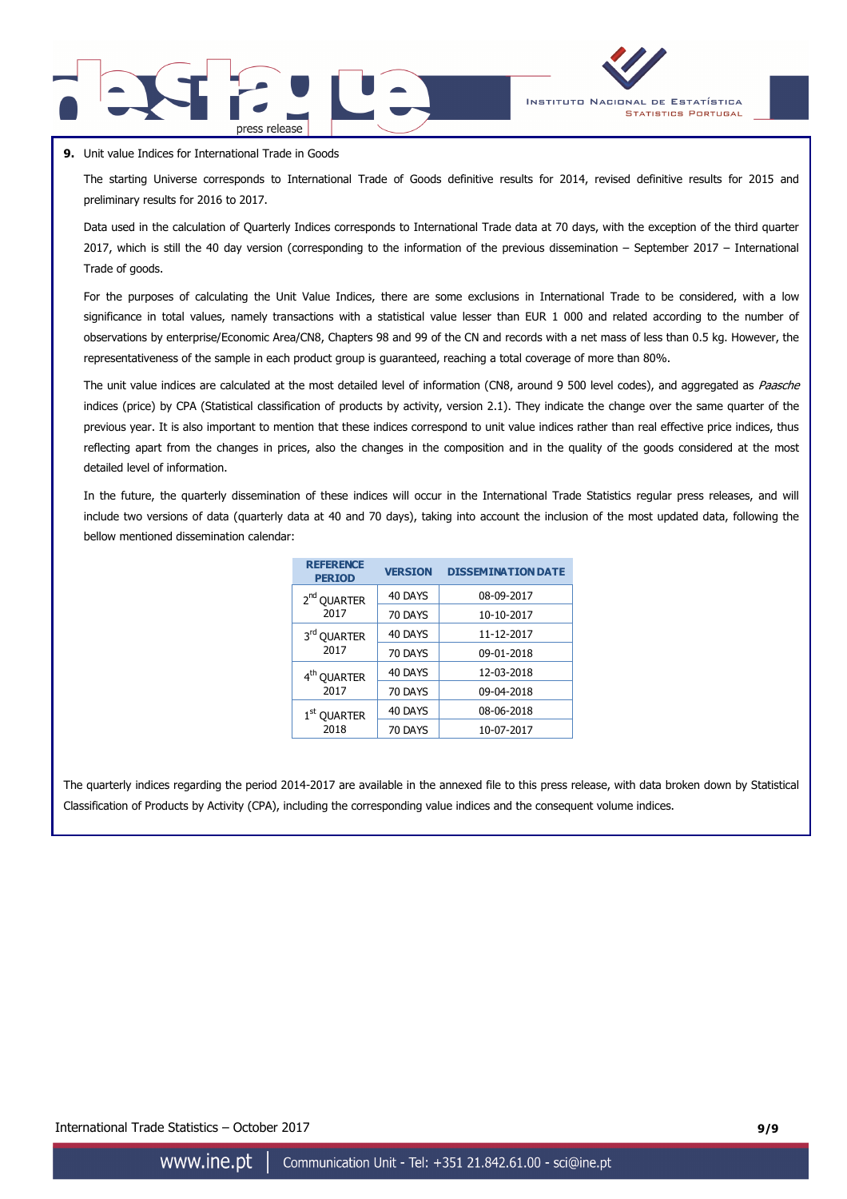**9.** Unit value Indices for International Trade in Goods

The starting Universe corresponds to International Trade of Goods definitive results for 2014, revised definitive results for 2015 and preliminary results for 2016 to 2017.

Data used in the calculation of Quarterly Indices corresponds to International Trade data at 70 days, with the exception of the third quarter 2017, which is still the 40 day version (corresponding to the information of the previous dissemination – September 2017 – International Trade of goods.

For the purposes of calculating the Unit Value Indices, there are some exclusions in International Trade to be considered, with a low significance in total values, namely transactions with a statistical value lesser than EUR 1 000 and related according to the number of observations by enterprise/Economic Area/CN8, Chapters 98 and 99 of the CN and records with a net mass of less than 0.5 kg. However, the representativeness of the sample in each product group is guaranteed, reaching a total coverage of more than 80%.

The unit value indices are calculated at the most detailed level of information (CN8, around 9 500 level codes), and aggregated as *Paasche* indices (price) by CPA (Statistical classification of products by activity, version 2.1). They indicate the change over the same quarter of the previous year. It is also important to mention that these indices correspond to unit value indices rather than real effective price indices, thus reflecting apart from the changes in prices, also the changes in the composition and in the quality of the goods considered at the most detailed level of information.

In the future, the quarterly dissemination of these indices will occur in the International Trade Statistics regular press releases, and will include two versions of data (quarterly data at 40 and 70 days), taking into account the inclusion of the most updated data, following the bellow mentioned dissemination calendar:

| REFERENCE PERIOD | VERSION | DISSEMINATION DATE |
|---|---|---|
| 2nd QUARTER 2017 | 40 DAYS | 08-09-2017 |
| | 70 DAYS | 10-10-2017 |
| 3rd QUARTER 2017 | 40 DAYS | 11-12-2017 |
| | 70 DAYS | 09-01-2018 |
| 4th QUARTER 2017 | 40 DAYS | 12-03-2018 |
| | 70 DAYS | 09-04-2018 |
| 1st QUARTER 2018 | 40 DAYS | 08-06-2018 |
| | 70 DAYS | 10-07-2017 |

The quarterly indices regarding the period 2014-2017 are available in the annexed file to this press release, with data broken down by Statistical Classification of Products by Activity (CPA), including the corresponding value indices and the consequent volume indices.